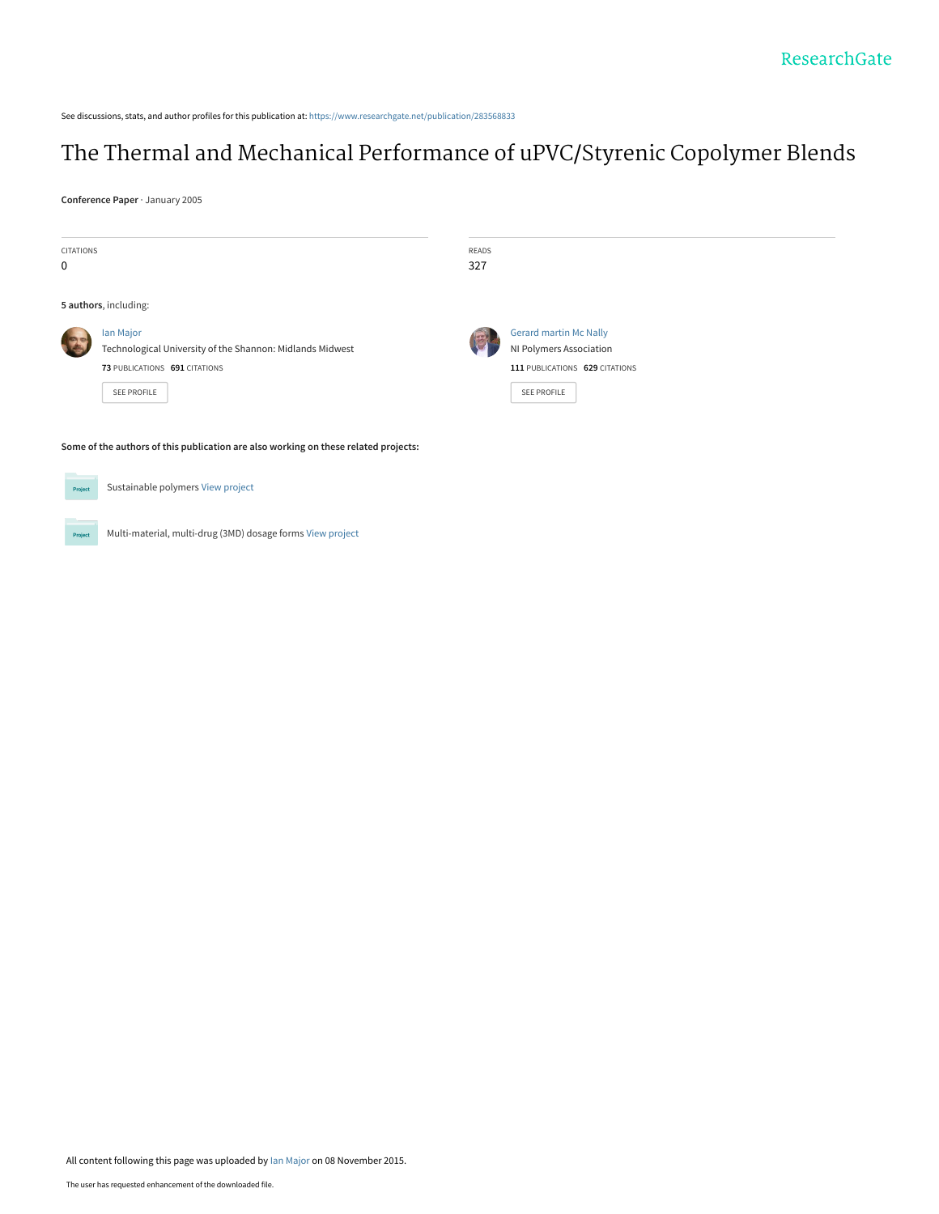See discussions, stats, and author profiles for this publication at: https://www.researchgate.net/publication/283568833

# The Thermal and Mechanical Performance of uPVC/Styrenic Copolymer Blends

**Conference Paper** · January 2005

CITATIONS
0

READS
327

**5 authors**, including:

Ian Major
Technological University of the Shannon: Midlands Midwest
**73** PUBLICATIONS **691** CITATIONS

SEE PROFILE

Gerard martin Mc Nally
NI Polymers Association
**111** PUBLICATIONS **629** CITATIONS

SEE PROFILE

**Some of the authors of this publication are also working on these related projects:**

Sustainable polymers View project

Multi-material, multi-drug (3MD) dosage forms View project

All content following this page was uploaded by Ian Major on 08 November 2015.

The user has requested enhancement of the downloaded file.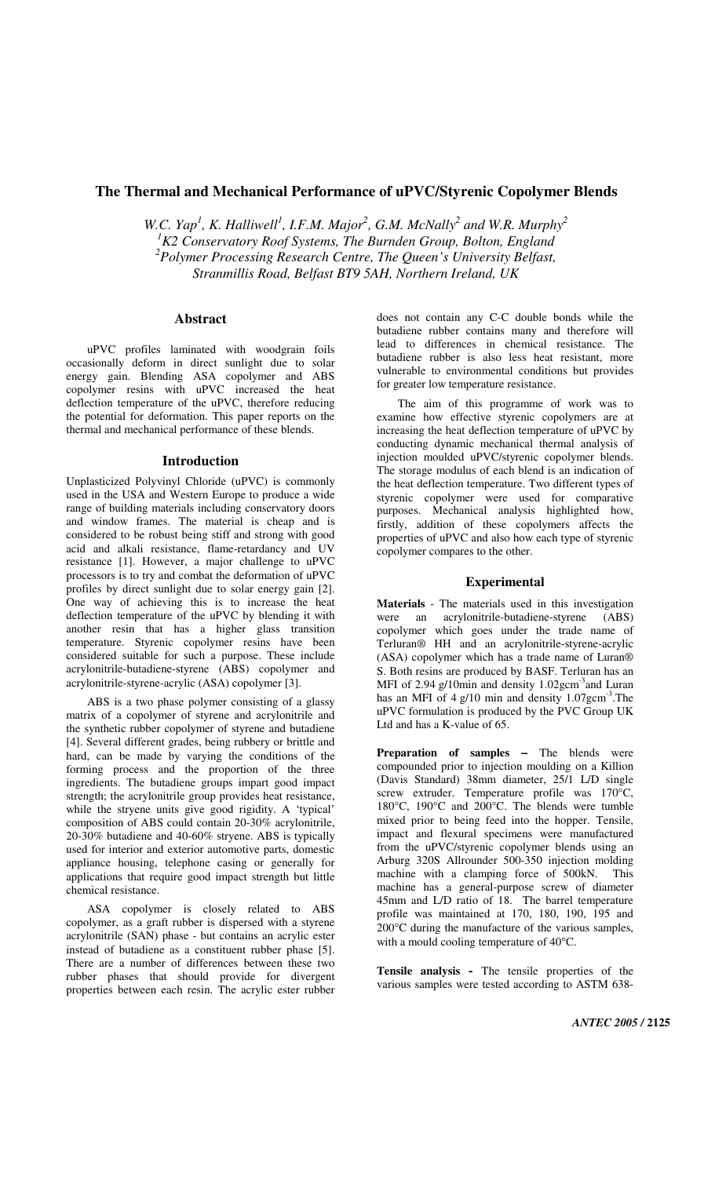# The Thermal and Mechanical Performance of uPVC/Styrenic Copolymer Blends

*W.C. Yap[1], K. Halliwell[1], I.F.M. Major[2], G.M. McNally[2] and W.R. Murphy[2]*
*[1]K2 Conservatory Roof Systems, The Burnden Group, Bolton, England*
*[2]Polymer Processing Research Centre, The Queen's University Belfast, Stranmillis Road, Belfast BT9 5AH, Northern Ireland, UK*

## Abstract

uPVC profiles laminated with woodgrain foils occasionally deform in direct sunlight due to solar energy gain. Blending ASA copolymer and ABS copolymer resins with uPVC increased the heat deflection temperature of the uPVC, therefore reducing the potential for deformation. This paper reports on the thermal and mechanical performance of these blends.

## Introduction

Unplasticized Polyvinyl Chloride (uPVC) is commonly used in the USA and Western Europe to produce a wide range of building materials including conservatory doors and window frames. The material is cheap and is considered to be robust being stiff and strong with good acid and alkali resistance, flame-retardancy and UV resistance [1]. However, a major challenge to uPVC processors is to try and combat the deformation of uPVC profiles by direct sunlight due to solar energy gain [2]. One way of achieving this is to increase the heat deflection temperature of the uPVC by blending it with another resin that has a higher glass transition temperature. Styrenic copolymer resins have been considered suitable for such a purpose. These include acrylonitrile-butadiene-styrene (ABS) copolymer and acrylonitrile-styrene-acrylic (ASA) copolymer [3].

ABS is a two phase polymer consisting of a glassy matrix of a copolymer of styrene and acrylonitrile and the synthetic rubber copolymer of styrene and butadiene [4]. Several different grades, being rubbery or brittle and hard, can be made by varying the conditions of the forming process and the proportion of the three ingredients. The butadiene groups impart good impact strength; the acrylonitrile group provides heat resistance, while the stryene units give good rigidity. A 'typical' composition of ABS could contain 20-30% acrylonitrile, 20-30% butadiene and 40-60% stryene. ABS is typically used for interior and exterior automotive parts, domestic appliance housing, telephone casing or generally for applications that require good impact strength but little chemical resistance.

ASA copolymer is closely related to ABS copolymer, as a graft rubber is dispersed with a styrene acrylonitrile (SAN) phase - but contains an acrylic ester instead of butadiene as a constituent rubber phase [5]. There are a number of differences between these two rubber phases that should provide for divergent properties between each resin. The acrylic ester rubber does not contain any C-C double bonds while the butadiene rubber contains many and therefore will lead to differences in chemical resistance. The butadiene rubber is also less heat resistant, more vulnerable to environmental conditions but provides for greater low temperature resistance.

The aim of this programme of work was to examine how effective styrenic copolymers are at increasing the heat deflection temperature of uPVC by conducting dynamic mechanical thermal analysis of injection moulded uPVC/styrenic copolymer blends. The storage modulus of each blend is an indication of the heat deflection temperature. Two different types of styrenic copolymer were used for comparative purposes. Mechanical analysis highlighted how, firstly, addition of these copolymers affects the properties of uPVC and also how each type of styrenic copolymer compares to the other.

## Experimental

**Materials** - The materials used in this investigation were an acrylonitrile-butadiene-styrene (ABS) copolymer which goes under the trade name of Terluran® HH and an acrylonitrile-styrene-acrylic (ASA) copolymer which has a trade name of Luran® S. Both resins are produced by BASF. Terluran has an MFI of 2.94 g/10min and density 1.02gcm$^{-3}$and Luran has an MFI of 4 g/10 min and density 1.07gcm$^{-3}$.The uPVC formulation is produced by the PVC Group UK Ltd and has a K-value of 65.

**Preparation of samples –** The blends were compounded prior to injection moulding on a Killion (Davis Standard) 38mm diameter, 25/1 L/D single screw extruder. Temperature profile was 170°C, 180°C, 190°C and 200°C. The blends were tumble mixed prior to being feed into the hopper. Tensile, impact and flexural specimens were manufactured from the uPVC/styrenic copolymer blends using an Arburg 320S Allrounder 500-350 injection molding machine with a clamping force of 500kN. This machine has a general-purpose screw of diameter 45mm and L/D ratio of 18. The barrel temperature profile was maintained at 170, 180, 190, 195 and 200°C during the manufacture of the various samples, with a mould cooling temperature of 40°C.

**Tensile analysis -** The tensile properties of the various samples were tested according to ASTM 638-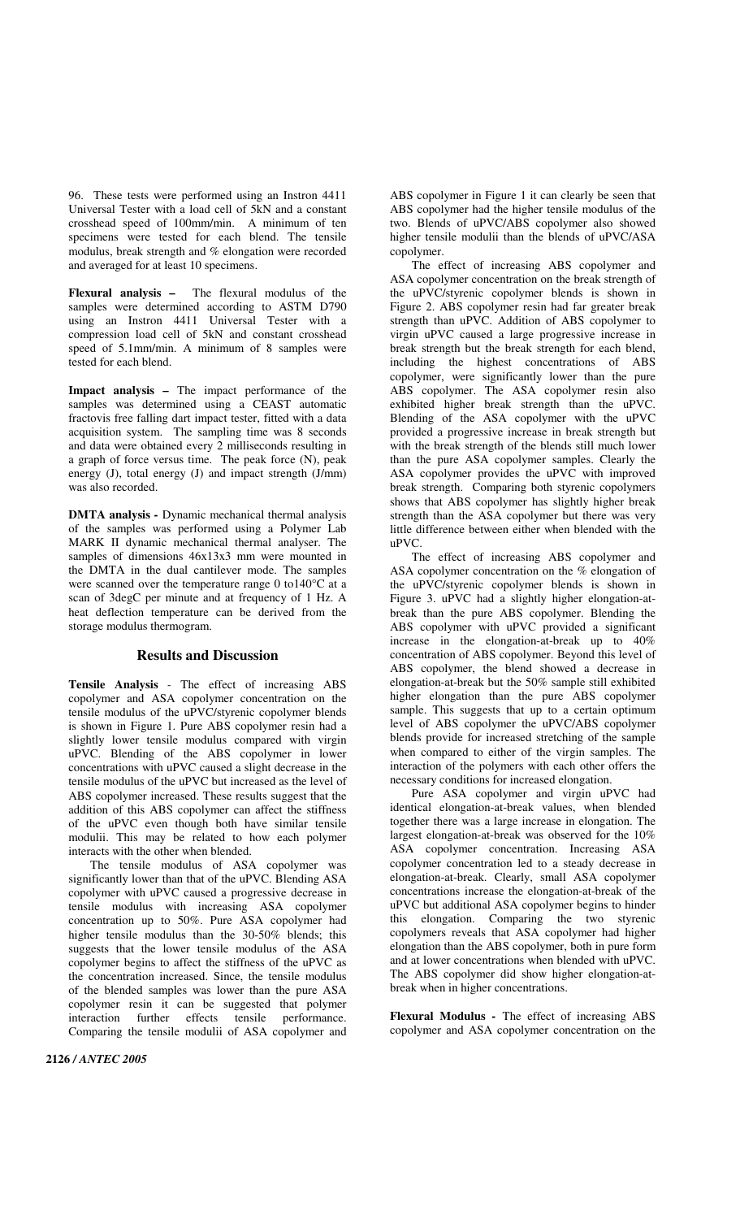96. These tests were performed using an Instron 4411 Universal Tester with a load cell of 5kN and a constant crosshead speed of 100mm/min. A minimum of ten specimens were tested for each blend. The tensile modulus, break strength and % elongation were recorded and averaged for at least 10 specimens.

**Flexural analysis –** The flexural modulus of the samples were determined according to ASTM D790 using an Instron 4411 Universal Tester with a compression load cell of 5kN and constant crosshead speed of 5.1mm/min. A minimum of 8 samples were tested for each blend.

**Impact analysis –** The impact performance of the samples was determined using a CEAST automatic fractovis free falling dart impact tester, fitted with a data acquisition system. The sampling time was 8 seconds and data were obtained every 2 milliseconds resulting in a graph of force versus time. The peak force (N), peak energy (J), total energy (J) and impact strength (J/mm) was also recorded.

**DMTA analysis -** Dynamic mechanical thermal analysis of the samples was performed using a Polymer Lab MARK II dynamic mechanical thermal analyser. The samples of dimensions 46x13x3 mm were mounted in the DMTA in the dual cantilever mode. The samples were scanned over the temperature range 0 to140°C at a scan of 3degC per minute and at frequency of 1 Hz. A heat deflection temperature can be derived from the storage modulus thermogram.

## Results and Discussion

**Tensile Analysis** - The effect of increasing ABS copolymer and ASA copolymer concentration on the tensile modulus of the uPVC/styrenic copolymer blends is shown in Figure 1. Pure ABS copolymer resin had a slightly lower tensile modulus compared with virgin uPVC. Blending of the ABS copolymer in lower concentrations with uPVC caused a slight decrease in the tensile modulus of the uPVC but increased as the level of ABS copolymer increased. These results suggest that the addition of this ABS copolymer can affect the stiffness of the uPVC even though both have similar tensile modulii. This may be related to how each polymer interacts with the other when blended.

The tensile modulus of ASA copolymer was significantly lower than that of the uPVC. Blending ASA copolymer with uPVC caused a progressive decrease in tensile modulus with increasing ASA copolymer concentration up to 50%. Pure ASA copolymer had higher tensile modulus than the 30-50% blends; this suggests that the lower tensile modulus of the ASA copolymer begins to affect the stiffness of the uPVC as the concentration increased. Since, the tensile modulus of the blended samples was lower than the pure ASA copolymer resin it can be suggested that polymer interaction further effects tensile performance. Comparing the tensile modulii of ASA copolymer and ABS copolymer in Figure 1 it can clearly be seen that ABS copolymer had the higher tensile modulus of the two. Blends of uPVC/ABS copolymer also showed higher tensile modulii than the blends of uPVC/ASA copolymer.

The effect of increasing ABS copolymer and ASA copolymer concentration on the break strength of the uPVC/styrenic copolymer blends is shown in Figure 2. ABS copolymer resin had far greater break strength than uPVC. Addition of ABS copolymer to virgin uPVC caused a large progressive increase in break strength but the break strength for each blend, including the highest concentrations of ABS copolymer, were significantly lower than the pure ABS copolymer. The ASA copolymer resin also exhibited higher break strength than the uPVC. Blending of the ASA copolymer with the uPVC provided a progressive increase in break strength but with the break strength of the blends still much lower than the pure ASA copolymer samples. Clearly the ASA copolymer provides the uPVC with improved break strength. Comparing both styrenic copolymers shows that ABS copolymer has slightly higher break strength than the ASA copolymer but there was very little difference between either when blended with the uPVC.

The effect of increasing ABS copolymer and ASA copolymer concentration on the % elongation of the uPVC/styrenic copolymer blends is shown in Figure 3. uPVC had a slightly higher elongation-at-break than the pure ABS copolymer. Blending the ABS copolymer with uPVC provided a significant increase in the elongation-at-break up to 40% concentration of ABS copolymer. Beyond this level of ABS copolymer, the blend showed a decrease in elongation-at-break but the 50% sample still exhibited higher elongation than the pure ABS copolymer sample. This suggests that up to a certain optimum level of ABS copolymer the uPVC/ABS copolymer blends provide for increased stretching of the sample when compared to either of the virgin samples. The interaction of the polymers with each other offers the necessary conditions for increased elongation.

Pure ASA copolymer and virgin uPVC had identical elongation-at-break values, when blended together there was a large increase in elongation. The largest elongation-at-break was observed for the 10% ASA copolymer concentration. Increasing ASA copolymer concentration led to a steady decrease in elongation-at-break. Clearly, small ASA copolymer concentrations increase the elongation-at-break of the uPVC but additional ASA copolymer begins to hinder this elongation. Comparing the two styrenic copolymers reveals that ASA copolymer had higher elongation than the ABS copolymer, both in pure form and at lower concentrations when blended with uPVC. The ABS copolymer did show higher elongation-at-break when in higher concentrations.

**Flexural Modulus -** The effect of increasing ABS copolymer and ASA copolymer concentration on the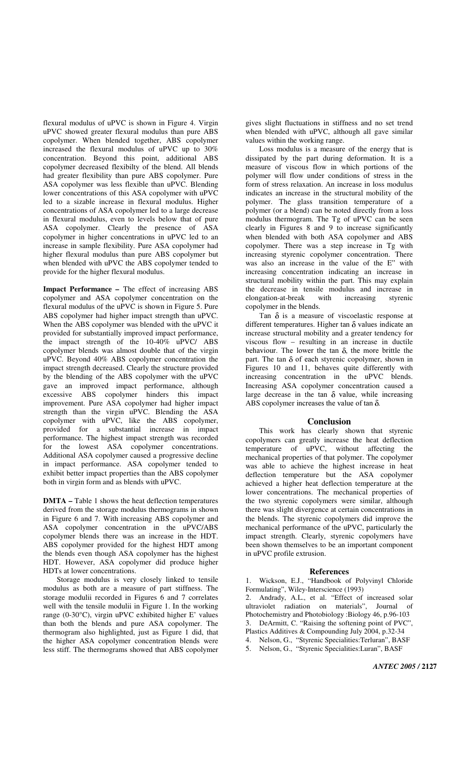flexural modulus of uPVC is shown in Figure 4. Virgin uPVC showed greater flexural modulus than pure ABS copolymer. When blended together, ABS copolymer increased the flexural modulus of uPVC up to 30% concentration. Beyond this point, additional ABS copolymer decreased flexibilty of the blend. All blends had greater flexibility than pure ABS copolymer. Pure ASA copolymer was less flexible than uPVC. Blending lower concentrations of this ASA copolymer with uPVC led to a sizable increase in flexural modulus. Higher concentrations of ASA copolymer led to a large decrease in flexural modulus, even to levels below that of pure ASA copolymer. Clearly the presence of ASA copolymer in higher concentrations in uPVC led to an increase in sample flexibility. Pure ASA copolymer had higher flexural modulus than pure ABS copolymer but when blended with uPVC the ABS copolymer tended to provide for the higher flexural modulus.

**Impact Performance –** The effect of increasing ABS copolymer and ASA copolymer concentration on the flexural modulus of the uPVC is shown in Figure 5. Pure ABS copolymer had higher impact strength than uPVC. When the ABS copolymer was blended with the uPVC it provided for substantially improved impact performance, the impact strength of the 10-40% uPVC/ ABS copolymer blends was almost double that of the virgin uPVC. Beyond 40% ABS copolymer concentration the impact strength decreased. Clearly the structure provided by the blending of the ABS copolymer with the uPVC gave an improved impact performance, although excessive ABS copolymer hinders this impact improvement. Pure ASA copolymer had higher impact strength than the virgin uPVC. Blending the ASA copolymer with uPVC, like the ABS copolymer, provided for a substantial increase in impact performance. The highest impact strength was recorded for the lowest ASA copolymer concentrations. Additional ASA copolymer caused a progressive decline in impact performance. ASA copolymer tended to exhibit better impact properties than the ABS copolymer both in virgin form and as blends with uPVC.

**DMTA –** Table 1 shows the heat deflection temperatures derived from the storage modulus thermograms in shown in Figure 6 and 7. With increasing ABS copolymer and ASA copolymer concentration in the uPVC/ABS copolymer blends there was an increase in the HDT. ABS copolymer provided for the highest HDT among the blends even though ASA copolymer has the highest HDT. However, ASA copolymer did produce higher HDTs at lower concentrations.

Storage modulus is very closely linked to tensile modulus as both are a measure of part stiffness. The storage modulii recorded in Figures 6 and 7 correlates well with the tensile modulii in Figure 1. In the working range (0-30°C), virgin uPVC exhibited higher E' values than both the blends and pure ASA copolymer. The thermogram also highlighted, just as Figure 1 did, that the higher ASA copolymer concentration blends were less stiff. The thermograms showed that ABS copolymer gives slight fluctuations in stiffness and no set trend when blended with uPVC, although all gave similar values within the working range.

Loss modulus is a measure of the energy that is dissipated by the part during deformation. It is a measure of viscous flow in which portions of the polymer will flow under conditions of stress in the form of stress relaxation. An increase in loss modulus indicates an increase in the structural mobility of the polymer. The glass transition temperature of a polymer (or a blend) can be noted directly from a loss modulus thermogram. The Tg of uPVC can be seen clearly in Figures 8 and 9 to increase significantly when blended with both ASA copolymer and ABS copolymer. There was a step increase in Tg with increasing styrenic copolymer concentration. There was also an increase in the value of the E" with increasing concentration indicating an increase in structural mobility within the part. This may explain the decrease in tensile modulus and increase in elongation-at-break with increasing styrenic copolymer in the blends.

Tan $\delta$ is a measure of viscoelastic response at different temperatures. Higher tan $\delta$ values indicate an increase structural mobility and a greater tendency for viscous flow – resulting in an increase in ductile behaviour. The lower the tan $\delta$, the more brittle the part. The tan $\delta$ of each styrenic copolymer, shown in Figures 10 and 11, behaves quite differently with increasing concentration in the uPVC blends. Increasing ASA copolymer concentration caused a large decrease in the tan $\delta$ value, while increasing ABS copolymer increases the value of tan $\delta$.

## Conclusion

This work has clearly shown that styrenic copolymers can greatly increase the heat deflection temperature of uPVC, without affecting the mechanical properties of that polymer. The copolymer was able to achieve the highest increase in heat deflection temperature but the ASA copolymer achieved a higher heat deflection temperature at the lower concentrations. The mechanical properties of the two styrenic copolymers were similar, although there was slight divergence at certain concentrations in the blends. The styrenic copolymers did improve the mechanical performance of the uPVC, particularly the impact strength. Clearly, styrenic copolymers have been shown themselves to be an important component in uPVC profile extrusion.

## References

1. Wickson, E.J., "Handbook of Polyvinyl Chloride Formulating", Wiley-Interscience (1993)
2. Andrady, A.L., et al. "Effect of increased solar ultraviolet radiation on materials", Journal of Photochemistry and Photobiology :Biology 46, p.96-103
3. DeArmitt, C. "Raising the softening point of PVC", Plastics Additives & Compounding July 2004, p.32-34
4. Nelson, G., "Styrenic Specialities:Terluran", BASF
5. Nelson, G., "Styrenic Specialities:Luran", BASF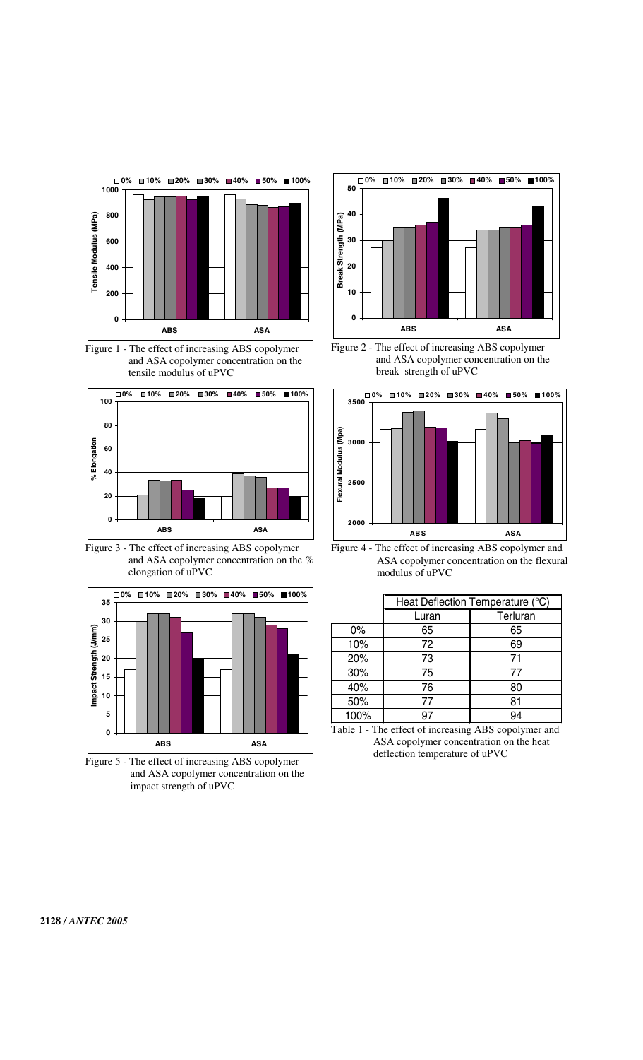Figure 1 - The effect of increasing ABS copolymer and ASA copolymer concentration on the tensile modulus of uPVC

Figure 2 - The effect of increasing ABS copolymer and ASA copolymer concentration on the break strength of uPVC

Figure 3 - The effect of increasing ABS copolymer and ASA copolymer concentration on the % elongation of uPVC

Figure 4 - The effect of increasing ABS copolymer and ASA copolymer concentration on the flexural modulus of uPVC

Figure 5 - The effect of increasing ABS copolymer and ASA copolymer concentration on the impact strength of uPVC

| | Heat Deflection Temperature (°C) | |
|---|---|---|
| | Luran | Terluran |
| 0% | 65 | 65 |
| 10% | 72 | 69 |
| 20% | 73 | 71 |
| 30% | 75 | 77 |
| 40% | 76 | 80 |
| 50% | 77 | 81 |
| 100% | 97 | 94 |

Table 1 - The effect of increasing ABS copolymer and ASA copolymer concentration on the heat deflection temperature of uPVC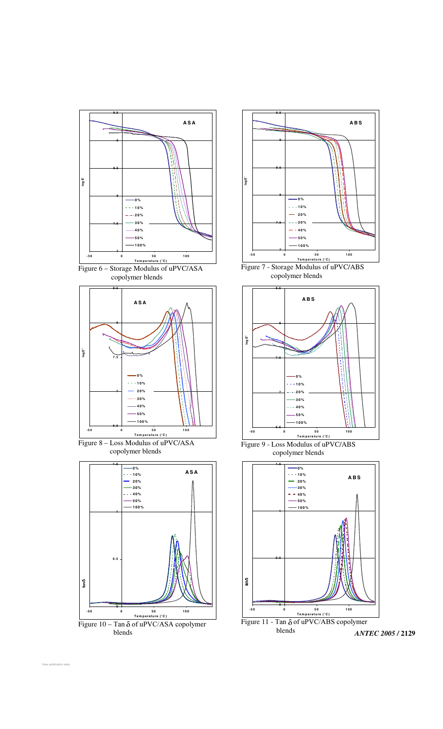ASA

9.5

9

8.5

8

7.5

7

log E'

-50 0 50 100

Temperature (°C)

0%
10%
20%
30%
40%
50%
100%

Figure 6 – Storage Modulus of uPVC/ASA copolymer blends

ABS

9.5

9

8.5

8

7.5

7

log E'

-50 0 50 100

Temperature (°C)

0%
10%
20%
30%
40%
50%
100%

Figure 7 - Storage Modulus of uPVC/ABS copolymer blends

ASA

8.5

8

7.5

7

6.5

log E''

-50 0 50 100

Temperature (°C)

0%
10%
20%
30%
40%
50%
100%

Figure 8 – Loss Modulus of uPVC/ASA copolymer blends

ABS

8.5

8

7.5

7

6.5

log E''

-50 0 50 100

Temperature (°C)

0%
10%
20%
30%
40%
50%
100%

Figure 9 - Loss Modulus of uPVC/ABS copolymer blends

ASA

1.5

1

0.5

0

tanδ

-50 0 50 100

Temperature (°C)

0%
10%
20%
30%
40%
50%
100%

Figure 10 – Tan δ of uPVC/ASA copolymer blends

ABS

1.5

1

0.5

0

tanδ

-50 0 50 100

Temperature (°C)

0%
10%
20%
30%
40%
50%
100%

Figure 11 - Tan δ of uPVC/ABS copolymer blends